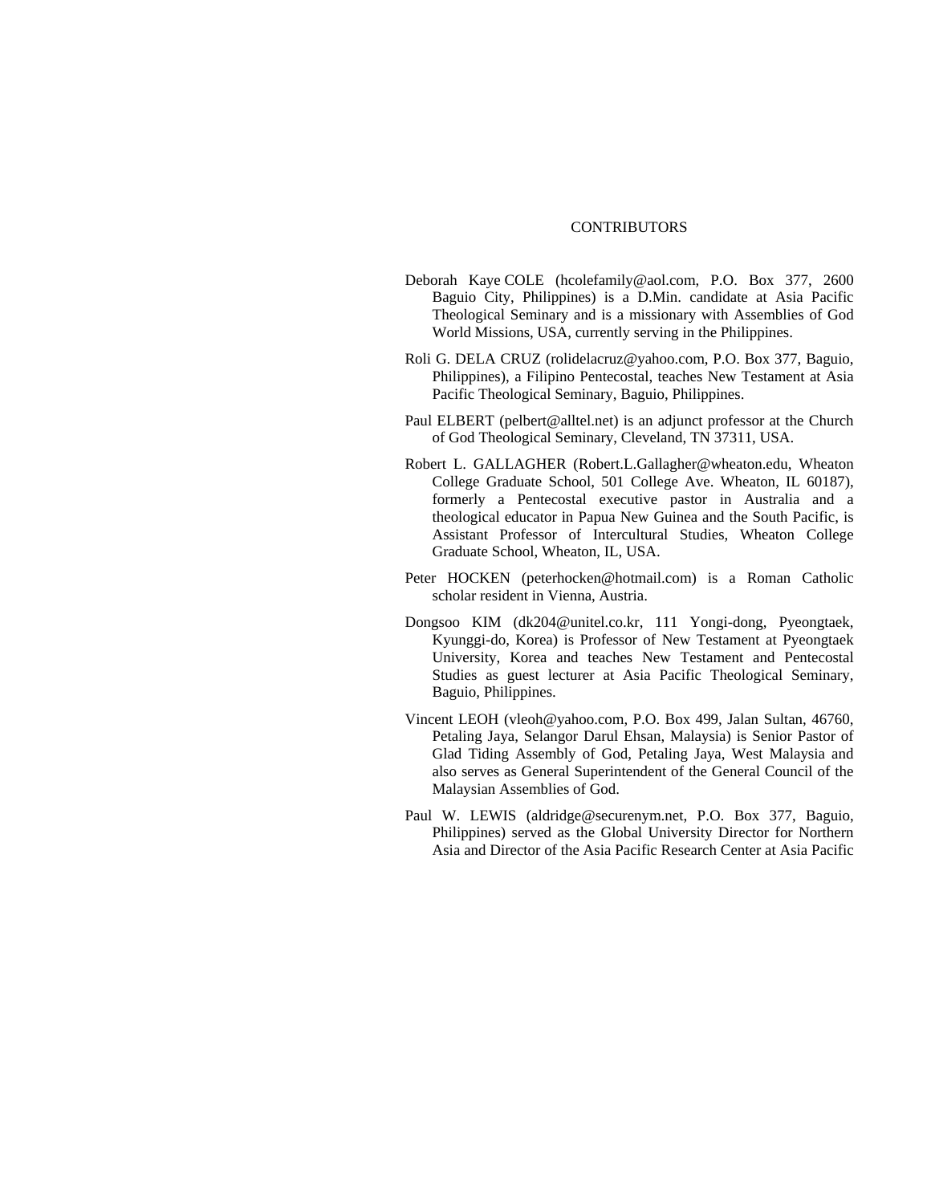# CONTRIBUTORS

Deborah Kaye COLE (hcolefamily@aol.com, P.O. Box 377, 2600 Baguio City, Philippines) is a D.Min. candidate at Asia Pacific Theological Seminary and is a missionary with Assemblies of God World Missions, USA, currently serving in the Philippines.

Roli G. DELA CRUZ (rolidelacruz@yahoo.com, P.O. Box 377, Baguio, Philippines), a Filipino Pentecostal, teaches New Testament at Asia Pacific Theological Seminary, Baguio, Philippines.

Paul ELBERT (pelbert@alltel.net) is an adjunct professor at the Church of God Theological Seminary, Cleveland, TN 37311, USA.

Robert L. GALLAGHER (Robert.L.Gallagher@wheaton.edu, Wheaton College Graduate School, 501 College Ave. Wheaton, IL 60187), formerly a Pentecostal executive pastor in Australia and a theological educator in Papua New Guinea and the South Pacific, is Assistant Professor of Intercultural Studies, Wheaton College Graduate School, Wheaton, IL, USA.

Peter HOCKEN (peterhocken@hotmail.com) is a Roman Catholic scholar resident in Vienna, Austria.

Dongsoo KIM (dk204@unitel.co.kr, 111 Yongi-dong, Pyeongtaek, Kyunggi-do, Korea) is Professor of New Testament at Pyeongtaek University, Korea and teaches New Testament and Pentecostal Studies as guest lecturer at Asia Pacific Theological Seminary, Baguio, Philippines.

Vincent LEOH (vleoh@yahoo.com, P.O. Box 499, Jalan Sultan, 46760, Petaling Jaya, Selangor Darul Ehsan, Malaysia) is Senior Pastor of Glad Tiding Assembly of God, Petaling Jaya, West Malaysia and also serves as General Superintendent of the General Council of the Malaysian Assemblies of God.

Paul W. LEWIS (aldridge@securenym.net, P.O. Box 377, Baguio, Philippines) served as the Global University Director for Northern Asia and Director of the Asia Pacific Research Center at Asia Pacific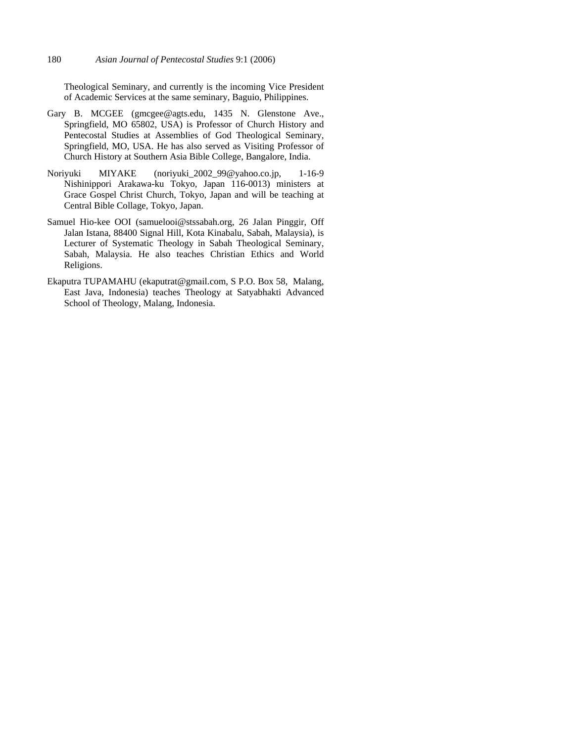Theological Seminary, and currently is the incoming Vice President of Academic Services at the same seminary, Baguio, Philippines.

Gary B. MCGEE (gmcgee@agts.edu, 1435 N. Glenstone Ave., Springfield, MO 65802, USA) is Professor of Church History and Pentecostal Studies at Assemblies of God Theological Seminary, Springfield, MO, USA. He has also served as Visiting Professor of Church History at Southern Asia Bible College, Bangalore, India.

Noriyuki MIYAKE (noriyuki_2002_99@yahoo.co.jp, 1-16-9 Nishinippori Arakawa-ku Tokyo, Japan 116-0013) ministers at Grace Gospel Christ Church, Tokyo, Japan and will be teaching at Central Bible Collage, Tokyo, Japan.

Samuel Hio-kee OOI (samuelooi@stssabah.org, 26 Jalan Pinggir, Off Jalan Istana, 88400 Signal Hill, Kota Kinabalu, Sabah, Malaysia), is Lecturer of Systematic Theology in Sabah Theological Seminary, Sabah, Malaysia. He also teaches Christian Ethics and World Religions.

Ekaputra TUPAMAHU (ekaputrat@gmail.com, S P.O. Box 58, Malang, East Java, Indonesia) teaches Theology at Satyabhakti Advanced School of Theology, Malang, Indonesia.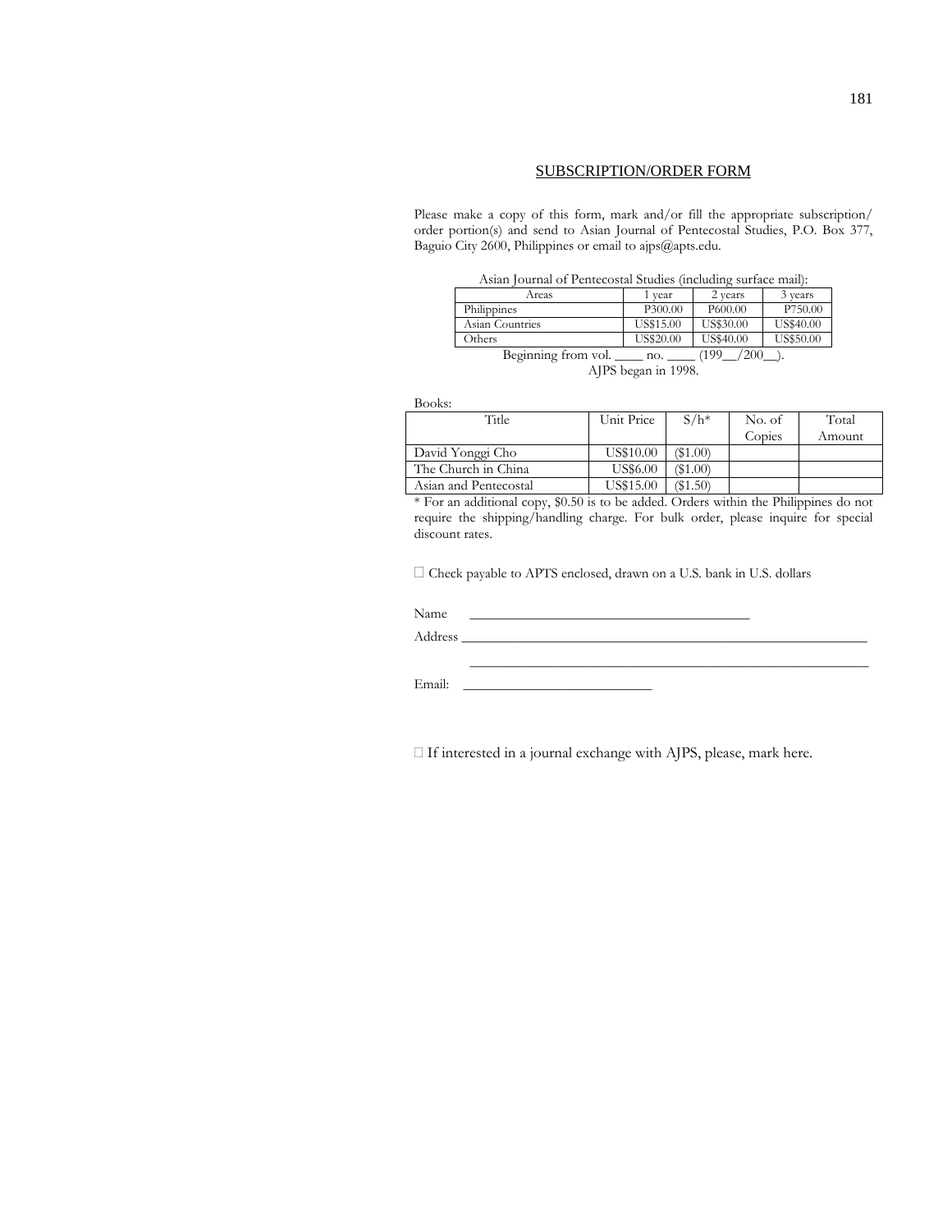## SUBSCRIPTION/ORDER FORM

Please make a copy of this form, mark and/or fill the appropriate subscription/ order portion(s) and send to Asian Journal of Pentecostal Studies, P.O. Box 377, Baguio City 2600, Philippines or email to ajps@apts.edu.

Asian Journal of Pentecostal Studies (including surface mail):

| Areas | 1 year | 2 years | 3 years |
|---|---|---|---|
| Philippines | P300.00 | P600.00 | P750.00 |
| Asian Countries | US$15.00 | US$30.00 | US$40.00 |
| Others | US$20.00 | US$40.00 | US$50.00 |

Beginning from vol. ____ no. ____ (199__/200__).
AJPS began in 1998.

Books:

| Title | Unit Price | S/h* | No. of Copies | Total Amount |
|---|---|---|---|---|
| David Yonggi Cho | US$10.00 | ($1.00) | | |
| The Church in China | US$6.00 | ($1.00) | | |
| Asian and Pentecostal | US$15.00 | ($1.50) | | |

* For an additional copy, $0.50 is to be added. Orders within the Philippines do not require the shipping/handling charge. For bulk order, please inquire for special discount rates.

☐ Check payable to APTS enclosed, drawn on a U.S. bank in U.S. dollars

Name ________________________________________

Address ____________________________________________________________

____________________________________________________________

Email: ___________________________

☐ If interested in a journal exchange with AJPS, please, mark here.